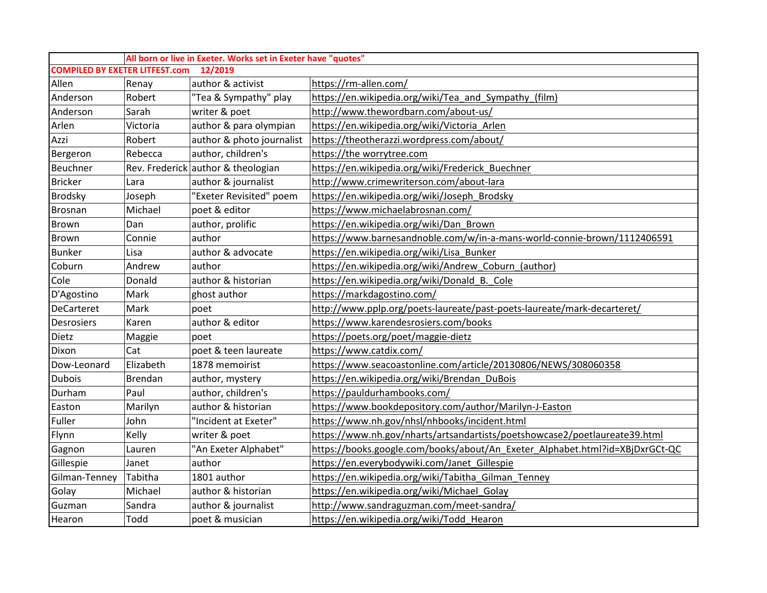| | All born or live in Exeter. Works set in Exeter have "quotes" | | |
|---|---|---|---|
| COMPILED BY EXETER LITFEST.com 12/2019 | | | |
| Allen | Renay | author & activist | https://rm-allen.com/ |
| Anderson | Robert | "Tea & Sympathy" play | https://en.wikipedia.org/wiki/Tea_and_Sympathy_(film) |
| Anderson | Sarah | writer & poet | http://www.thewordbarn.com/about-us/ |
| Arlen | Victoria | author & para olympian | https://en.wikipedia.org/wiki/Victoria_Arlen |
| Azzi | Robert | author & photo journalist | https://theotherazzi.wordpress.com/about/ |
| Bergeron | Rebecca | author, children's | https://the worrytree.com |
| Beuchner | Rev. Frederick | author & theologian | https://en.wikipedia.org/wiki/Frederick_Buechner |
| Bricker | Lara | author & journalist | http://www.crimewriterson.com/about-lara |
| Brodsky | Joseph | "Exeter Revisited" poem | https://en.wikipedia.org/wiki/Joseph_Brodsky |
| Brosnan | Michael | poet & editor | https://www.michaelabrosnan.com/ |
| Brown | Dan | author, prolific | https://en.wikipedia.org/wiki/Dan_Brown |
| Brown | Connie | author | https://www.barnesandnoble.com/w/in-a-mans-world-connie-brown/1112406591 |
| Bunker | Lisa | author & advocate | https://en.wikipedia.org/wiki/Lisa_Bunker |
| Coburn | Andrew | author | https://en.wikipedia.org/wiki/Andrew_Coburn_(author) |
| Cole | Donald | author & historian | https://en.wikipedia.org/wiki/Donald_B._Cole |
| D'Agostino | Mark | ghost author | https://markdagostino.com/ |
| DeCarteret | Mark | poet | http://www.pplp.org/poets-laureate/past-poets-laureate/mark-decarteret/ |
| Desrosiers | Karen | author & editor | https://www.karendesrosiers.com/books |
| Dietz | Maggie | poet | https://poets.org/poet/maggie-dietz |
| Dixon | Cat | poet & teen laureate | https://www.catdix.com/ |
| Dow-Leonard | Elizabeth | 1878 memoirist | https://www.seacoastonline.com/article/20130806/NEWS/308060358 |
| Dubois | Brendan | author, mystery | https://en.wikipedia.org/wiki/Brendan_DuBois |
| Durham | Paul | author, children's | https://pauldurhambooks.com/ |
| Easton | Marilyn | author & historian | https://www.bookdepository.com/author/Marilyn-J-Easton |
| Fuller | John | "Incident at Exeter" | https://www.nh.gov/nhsl/nhbooks/incident.html |
| Flynn | Kelly | writer & poet | https://www.nh.gov/nharts/artsandartists/poetshowcase2/poetlaureate39.html |
| Gagnon | Lauren | "An Exeter Alphabet" | https://books.google.com/books/about/An_Exeter_Alphabet.html?id=XBjDxrGCt-QC |
| Gillespie | Janet | author | https://en.everybodywiki.com/Janet_Gillespie |
| Gilman-Tenney | Tabitha | 1801 author | https://en.wikipedia.org/wiki/Tabitha_Gilman_Tenney |
| Golay | Michael | author & historian | https://en.wikipedia.org/wiki/Michael_Golay |
| Guzman | Sandra | author & journalist | http://www.sandraguzman.com/meet-sandra/ |
| Hearon | Todd | poet & musician | https://en.wikipedia.org/wiki/Todd_Hearon |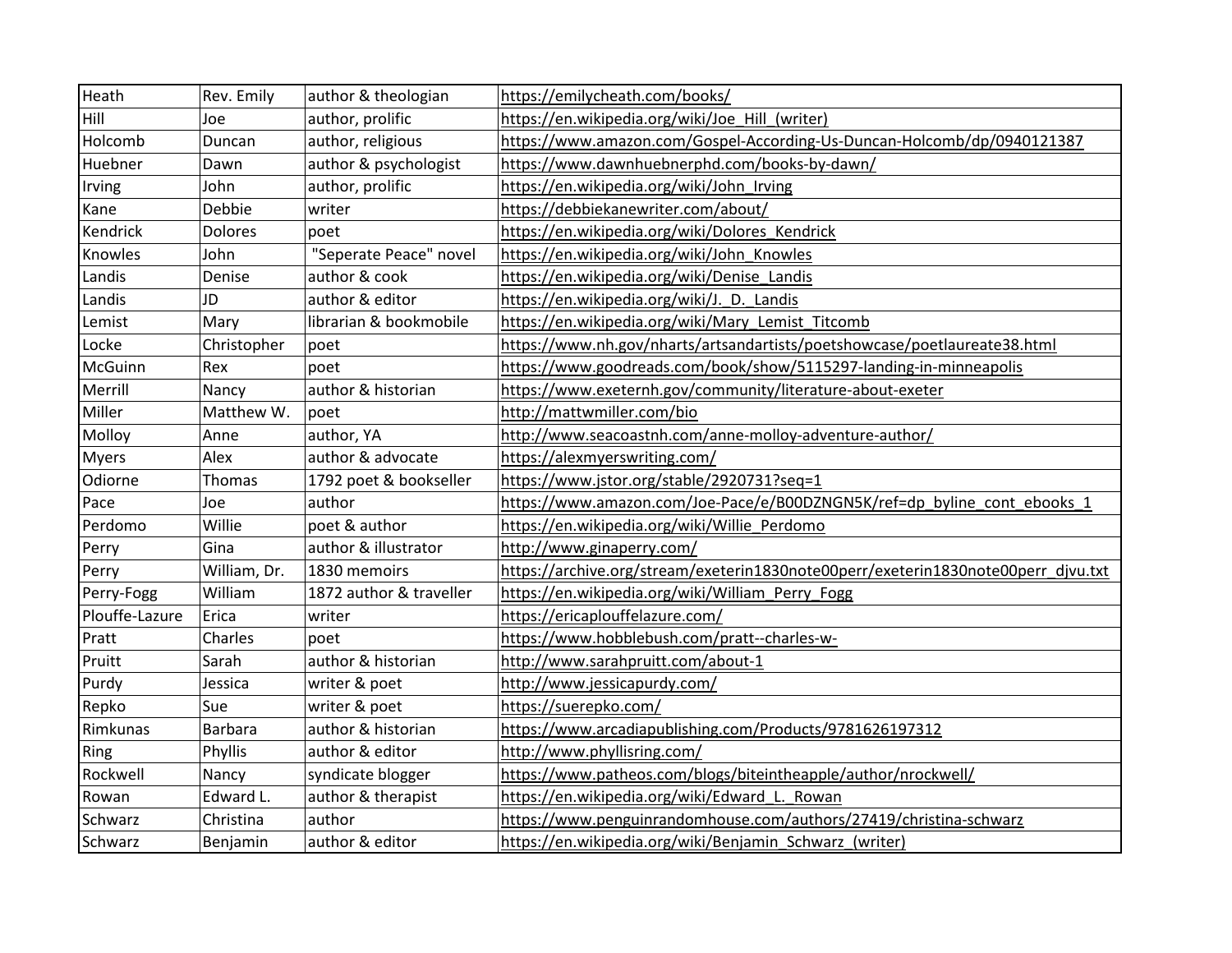| Heath | Rev. Emily | author & theologian | https://emilycheath.com/books/ |
|---|---|---|---|
| Hill | Joe | author, prolific | https://en.wikipedia.org/wiki/Joe_Hill_(writer) |
| Holcomb | Duncan | author, religious | https://www.amazon.com/Gospel-According-Us-Duncan-Holcomb/dp/0940121387 |
| Huebner | Dawn | author & psychologist | https://www.dawnhuebnerphd.com/books-by-dawn/ |
| Irving | John | author, prolific | https://en.wikipedia.org/wiki/John_Irving |
| Kane | Debbie | writer | https://debbiekanewriter.com/about/ |
| Kendrick | Dolores | poet | https://en.wikipedia.org/wiki/Dolores_Kendrick |
| Knowles | John | "Seperate Peace" novel | https://en.wikipedia.org/wiki/John_Knowles |
| Landis | Denise | author & cook | https://en.wikipedia.org/wiki/Denise_Landis |
| Landis | JD | author & editor | https://en.wikipedia.org/wiki/J._D._Landis |
| Lemist | Mary | librarian & bookmobile | https://en.wikipedia.org/wiki/Mary_Lemist_Titcomb |
| Locke | Christopher | poet | https://www.nh.gov/nharts/artsandartists/poetshowcase/poetlaureate38.html |
| McGuinn | Rex | poet | https://www.goodreads.com/book/show/5115297-landing-in-minneapolis |
| Merrill | Nancy | author & historian | https://www.exeternh.gov/community/literature-about-exeter |
| Miller | Matthew W. | poet | http://mattwmiller.com/bio |
| Molloy | Anne | author, YA | http://www.seacoastnh.com/anne-molloy-adventure-author/ |
| Myers | Alex | author & advocate | https://alexmyerswriting.com/ |
| Odiorne | Thomas | 1792 poet & bookseller | https://www.jstor.org/stable/2920731?seq=1 |
| Pace | Joe | author | https://www.amazon.com/Joe-Pace/e/B00DZNGN5K/ref=dp_byline_cont_ebooks_1 |
| Perdomo | Willie | poet & author | https://en.wikipedia.org/wiki/Willie_Perdomo |
| Perry | Gina | author & illustrator | http://www.ginaperry.com/ |
| Perry | William, Dr. | 1830 memoirs | https://archive.org/stream/exeterin1830note00perr/exeterin1830note00perr_djvu.txt |
| Perry-Fogg | William | 1872 author & traveller | https://en.wikipedia.org/wiki/William_Perry_Fogg |
| Plouffe-Lazure | Erica | writer | https://ericaplouffelazure.com/ |
| Pratt | Charles | poet | https://www.hobblebush.com/pratt--charles-w- |
| Pruitt | Sarah | author & historian | http://www.sarahpruitt.com/about-1 |
| Purdy | Jessica | writer & poet | http://www.jessicapurdy.com/ |
| Repko | Sue | writer & poet | https://suerepko.com/ |
| Rimkunas | Barbara | author & historian | https://www.arcadiapublishing.com/Products/9781626197312 |
| Ring | Phyllis | author & editor | http://www.phyllisring.com/ |
| Rockwell | Nancy | syndicate blogger | https://www.patheos.com/blogs/biteintheapple/author/nrockwell/ |
| Rowan | Edward L. | author & therapist | https://en.wikipedia.org/wiki/Edward_L._Rowan |
| Schwarz | Christina | author | https://www.penguinrandomhouse.com/authors/27419/christina-schwarz |
| Schwarz | Benjamin | author & editor | https://en.wikipedia.org/wiki/Benjamin_Schwarz_(writer) |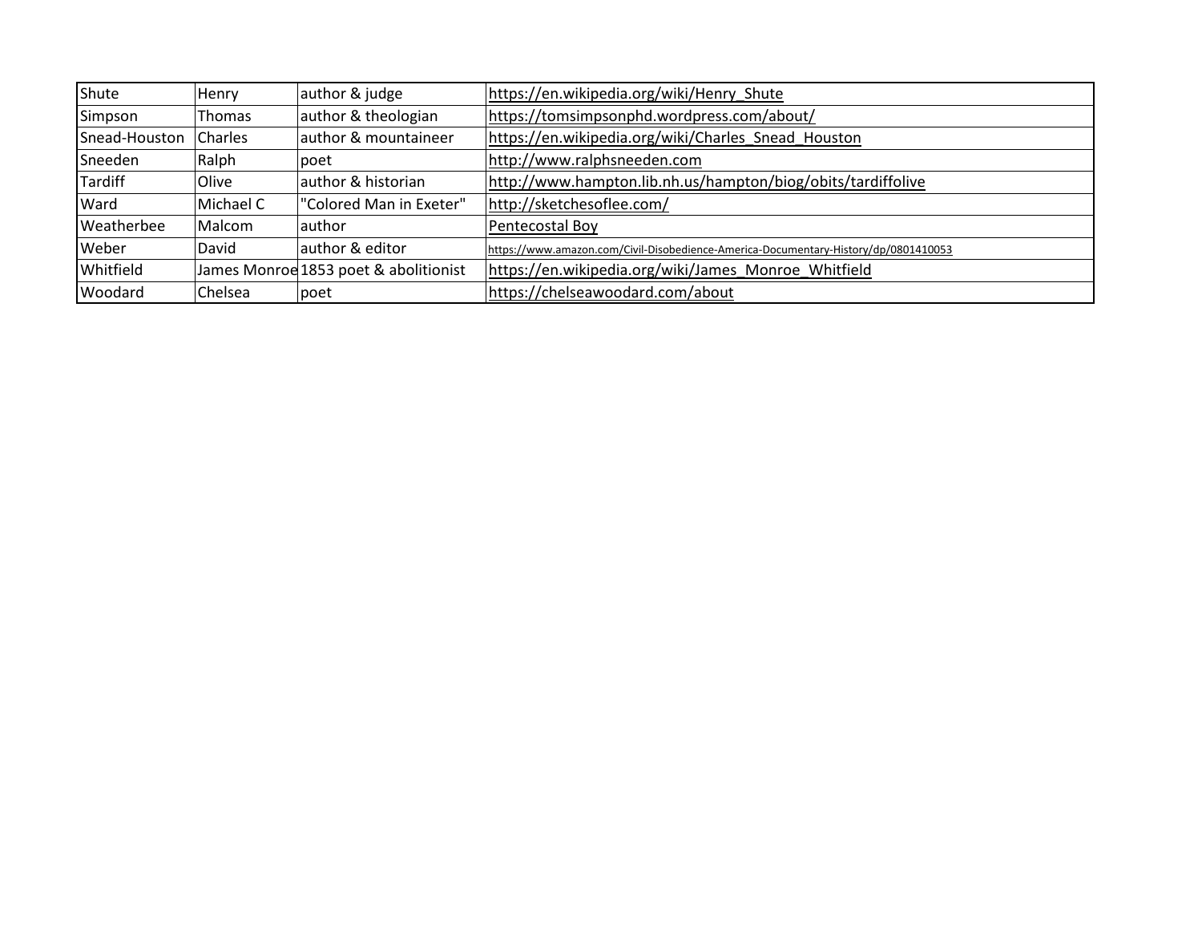| | | | |
|---|---|---|---|
| Shute | Henry | author & judge | https://en.wikipedia.org/wiki/Henry_Shute |
| Simpson | Thomas | author & theologian | https://tomsimpsonphd.wordpress.com/about/ |
| Snead-Houston | Charles | author & mountaineer | https://en.wikipedia.org/wiki/Charles_Snead_Houston |
| Sneeden | Ralph | poet | http://www.ralphsneeden.com |
| Tardiff | Olive | author & historian | http://www.hampton.lib.nh.us/hampton/biog/obits/tardiffolive |
| Ward | Michael C | "Colored Man in Exeter" | http://sketchesoflee.com/ |
| Weatherbee | Malcom | author | Pentecostal Boy |
| Weber | David | author & editor | https://www.amazon.com/Civil-Disobedience-America-Documentary-History/dp/0801410053 |
| Whitfield | James Monroe | 1853 poet & abolitionist | https://en.wikipedia.org/wiki/James_Monroe_Whitfield |
| Woodard | Chelsea | poet | https://chelseawoodard.com/about |